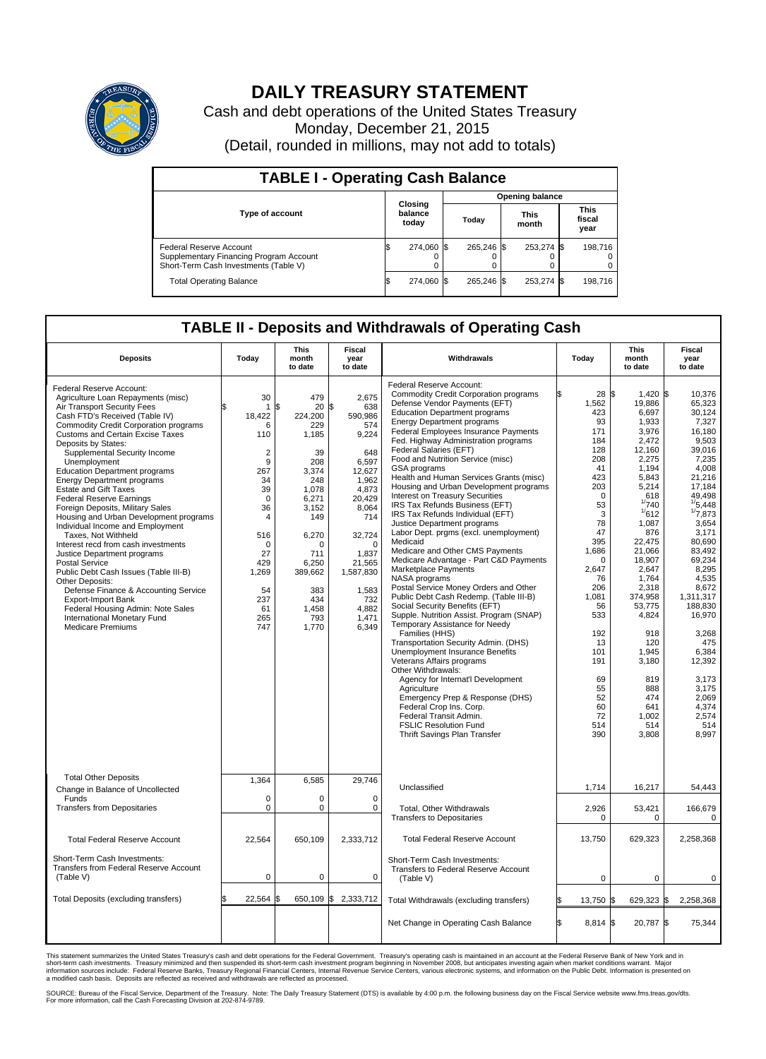# DAILY TREASURY STATEMENT

Cash and debt operations of the United States Treasury

Monday, December 21, 2015

(Detail, rounded in millions, may not add to totals)

## TABLE I - Operating Cash Balance

| Type of account | Closing balance today | Opening balance Today | Opening balance This month | Opening balance This fiscal year |
|---|---|---|---|---|
| Federal Reserve Account | $ 274,060 | $ 265,246 | $ 253,274 | $ 198,716 |
| Supplementary Financing Program Account | 0 | 0 | 0 | 0 |
| Short-Term Cash Investments (Table V) | 0 | 0 | 0 | 0 |
| Total Operating Balance | $ 274,060 | $ 265,246 | $ 253,274 | $ 198,716 |

## TABLE II - Deposits and Withdrawals of Operating Cash

| Deposits | Today | This month to date | Fiscal year to date | Withdrawals | Today | This month to date | Fiscal year to date |
|---|---|---|---|---|---|---|---|
| Federal Reserve Account: | | | | Federal Reserve Account: | | | |
| Agriculture Loan Repayments (misc) | 30 | 479 | 2,675 | Commodity Credit Corporation programs | $ 28 | $ 1,420 | $ 10,376 |
| Air Transport Security Fees | $ 1 | $ 20 | $ 638 | Defense Vendor Payments (EFT) | 1,562 | 19,886 | 65,323 |
| Cash FTD's Received (Table IV) | 18,422 | 224,200 | 590,986 | Education Department programs | 423 | 6,697 | 30,124 |
| Commodity Credit Corporation programs | 6 | 229 | 574 | Energy Department programs | 93 | 1,933 | 7,327 |
| Customs and Certain Excise Taxes | 110 | 1,185 | 9,224 | Federal Employees Insurance Payments | 171 | 3,976 | 16,180 |
| Deposits by States: | | | | Fed. Highway Administration programs | 184 | 2,472 | 9,503 |
| Supplemental Security Income | 2 | 39 | 648 | Federal Salaries (EFT) | 128 | 12,160 | 39,016 |
| Unemployment | 9 | 208 | 6,597 | Food and Nutrition Service (misc) | 208 | 2,275 | 7,235 |
| Education Department programs | 267 | 3,374 | 12,627 | GSA programs | 41 | 1,194 | 4,008 |
| Energy Department programs | 34 | 248 | 1,962 | Health and Human Services Grants (misc) | 423 | 5,843 | 21,216 |
| Estate and Gift Taxes | 39 | 1,078 | 4,873 | Housing and Urban Development programs | 203 | 5,214 | 17,184 |
| Federal Reserve Earnings | 0 | 6,271 | 20,429 | Interest on Treasury Securities | 0 | 618 | 49,498 |
| Foreign Deposits, Military Sales | 36 | 3,152 | 8,064 | IRS Tax Refunds Business (EFT) | 53 | [1]740 | [1]5,448 |
| Housing and Urban Development programs | 4 | 149 | 714 | IRS Tax Refunds Individual (EFT) | 3 | [1]612 | [1]7,873 |
| Individual Income and Employment | | | | Justice Department programs | 78 | 1,087 | 3,654 |
| Taxes, Not Withheld | 516 | 6,270 | 32,724 | Labor Dept. prgms (excl. unemployment) | 47 | 876 | 3,171 |
| Interest recd from cash investments | 0 | 0 | 0 | Medicaid | 395 | 22,475 | 80,690 |
| Justice Department programs | 27 | 711 | 1,837 | Medicare and Other CMS Payments | 1,686 | 21,066 | 83,492 |
| Postal Service | 429 | 6,250 | 21,565 | Medicare Advantage - Part C&D Payments | 0 | 18,907 | 69,234 |
| Public Debt Cash Issues (Table III-B) | 1,269 | 389,662 | 1,587,830 | Marketplace Payments | 2,647 | 2,647 | 8,295 |
| Other Deposits: | | | | NASA programs | 76 | 1,764 | 4,535 |
| Defense Finance & Accounting Service | 54 | 383 | 1,583 | Postal Service Money Orders and Other | 206 | 2,318 | 8,672 |
| Export-Import Bank | 237 | 434 | 732 | Public Debt Cash Redemp. (Table III-B) | 1,081 | 374,958 | 1,311,317 |
| Federal Housing Admin: Note Sales | 61 | 1,458 | 4,882 | Social Security Benefits (EFT) | 56 | 53,775 | 188,830 |
| International Monetary Fund | 265 | 793 | 1,471 | Supple. Nutrition Assist. Program (SNAP) | 533 | 4,824 | 16,970 |
| Medicare Premiums | 747 | 1,770 | 6,349 | Temporary Assistance for Needy Families (HHS) | 192 | 918 | 3,268 |
| | | | | Transportation Security Admin. (DHS) | 13 | 120 | 475 |
| | | | | Unemployment Insurance Benefits | 101 | 1,945 | 6,384 |
| | | | | Veterans Affairs programs | 191 | 3,180 | 12,392 |
| | | | | Other Withdrawals: | | | |
| | | | | Agency for Internat'l Development | 69 | 819 | 3,173 |
| | | | | Agriculture | 55 | 888 | 3,175 |
| | | | | Emergency Prep & Response (DHS) | 52 | 474 | 2,069 |
| | | | | Federal Crop Ins. Corp. | 60 | 641 | 4,374 |
| | | | | Federal Transit Admin. | 72 | 1,002 | 2,574 |
| | | | | FSLIC Resolution Fund | 514 | 514 | 514 |
| | | | | Thrift Savings Plan Transfer | 390 | 3,808 | 8,997 |
| Total Other Deposits | 1,364 | 6,585 | 29,746 | Unclassified | 1,714 | 16,217 | 54,443 |
| Change in Balance of Uncollected Funds | 0 | 0 | 0 | | | | |
| Transfers from Depositaries | 0 | 0 | 0 | Total, Other Withdrawals | 2,926 | 53,421 | 166,679 |
| | | | | Transfers to Depositaries | 0 | 0 | 0 |
| Total Federal Reserve Account | 22,564 | 650,109 | 2,333,712 | Total Federal Reserve Account | 13,750 | 629,323 | 2,258,368 |
| Short-Term Cash Investments: Transfers from Federal Reserve Account (Table V) | 0 | 0 | 0 | Short-Term Cash Investments: Transfers to Federal Reserve Account (Table V) | 0 | 0 | 0 |
| Total Deposits (excluding transfers) | $ 22,564 | $ 650,109 | $ 2,333,712 | Total Withdrawals (excluding transfers) | $ 13,750 | $ 629,323 | $ 2,258,368 |
| | | | | Net Change in Operating Cash Balance | $ 8,814 | $ 20,787 | $ 75,344 |

This statement summarizes the United States Treasury's cash and debt operations for the Federal Government. Treasury's operating cash is maintained in an account at the Federal Reserve Bank of New York and in short-term cash investments. Treasury minimized and then suspended its short-term cash investment program beginning in November 2008, but anticipates investing again when market conditions warrant. Major information sources include: Federal Reserve Banks, Treasury Regional Financial Centers, Internal Revenue Service Centers, various electronic systems, and information on the Public Debt. Information is presented on a modified cash basis. Deposits are reflected as received and withdrawals are reflected as processed.

SOURCE: Bureau of the Fiscal Service, Department of the Treasury. Note: The Daily Treasury Statement (DTS) is available by 4:00 p.m. the following business day on the Fiscal Service website www.fms.treas.gov/dts. For more information, call the Cash Forecasting Division at 202-874-9789.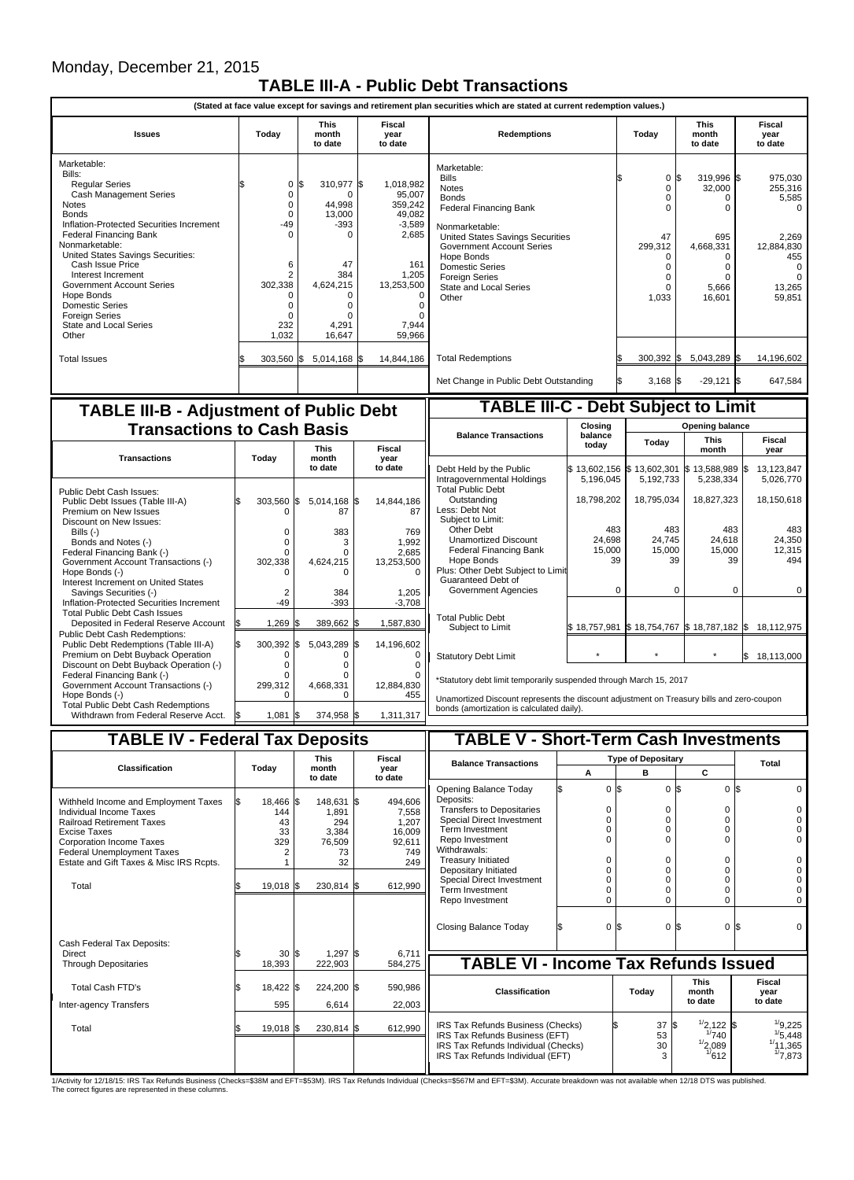Monday, December 21, 2015

# TABLE III-A - Public Debt Transactions

(Stated at face value except for savings and retirement plan securities which are stated at current redemption values.)

| Issues | Today | This month to date | Fiscal year to date |
|---|---|---|---|
| Marketable: | | | |
| Bills: | | | |
| Regular Series | $ 0 | $ 310,977 | $ 1,018,982 |
| Cash Management Series | 0 | 0 | 95,007 |
| Notes | 0 | 44,998 | 359,242 |
| Bonds | 0 | 13,000 | 49,082 |
| Inflation-Protected Securities Increment | -49 | -393 | -3,589 |
| Federal Financing Bank | 0 | 0 | 2,685 |
| Nonmarketable: | | | |
| United States Savings Securities: | | | |
| Cash Issue Price | 6 | 47 | 161 |
| Interest Increment | 2 | 384 | 1,205 |
| Government Account Series | 302,338 | 4,624,215 | 13,253,500 |
| Hope Bonds | 0 | 0 | 0 |
| Domestic Series | 0 | 0 | 0 |
| Foreign Series | 0 | 0 | 0 |
| State and Local Series | 232 | 4,291 | 7,944 |
| Other | 1,032 | 16,647 | 59,966 |
| Total Issues | $ 303,560 | $ 5,014,168 | $ 14,844,186 |

| Redemptions | Today | This month to date | Fiscal year to date |
|---|---|---|---|
| Marketable: | | | |
| Bills | $ 0 | $ 319,996 | $ 975,030 |
| Notes | 0 | 32,000 | 255,316 |
| Bonds | 0 | 0 | 5,585 |
| Federal Financing Bank | 0 | 0 | 0 |
| Nonmarketable: | | | |
| United States Savings Securities | 47 | 695 | 2,269 |
| Government Account Series | 299,312 | 4,668,331 | 12,884,830 |
| Hope Bonds | 0 | 0 | 455 |
| Domestic Series | 0 | 0 | 0 |
| Foreign Series | 0 | 0 | 0 |
| State and Local Series | 0 | 5,666 | 13,265 |
| Other | 1,033 | 16,601 | 59,851 |
| Total Redemptions | $ 300,392 | $ 5,043,289 | $ 14,196,602 |
| Net Change in Public Debt Outstanding | $ 3,168 | $ -29,121 | $ 647,584 |

# TABLE III-B - Adjustment of Public Debt Transactions to Cash Basis

| Transactions | Today | This month to date | Fiscal year to date |
|---|---|---|---|
| Public Debt Cash Issues: | | | |
| Public Debt Issues (Table III-A) | $ 303,560 | $ 5,014,168 | $ 14,844,186 |
| Premium on New Issues | 0 | 87 | 87 |
| Discount on New Issues: | | | |
| Bills (-) | 0 | 383 | 769 |
| Bonds and Notes (-) | 0 | 3 | 1,992 |
| Federal Financing Bank (-) | 0 | 0 | 2,685 |
| Government Account Transactions (-) | 302,338 | 4,624,215 | 13,253,500 |
| Hope Bonds (-) | 0 | 0 | 0 |
| Interest Increment on United States Savings Securities (-) | 2 | 384 | 1,205 |
| Inflation-Protected Securities Increment | -49 | -393 | -3,708 |
| Total Public Debt Cash Issues Deposited in Federal Reserve Account | $ 1,269 | $ 389,662 | $ 1,587,830 |
| Public Debt Cash Redemptions: | | | |
| Public Debt Redemptions (Table III-A) | $ 300,392 | $ 5,043,289 | $ 14,196,602 |
| Premium on Debt Buyback Operation | 0 | 0 | 0 |
| Discount on Debt Buyback Operation (-) | 0 | 0 | 0 |
| Federal Financing Bank (-) | 0 | 0 | 0 |
| Government Account Transactions (-) | 299,312 | 4,668,331 | 12,884,830 |
| Hope Bonds (-) | 0 | 0 | 455 |
| Total Public Debt Cash Redemptions Withdrawn from Federal Reserve Acct. | $ 1,081 | $ 374,958 | $ 1,311,317 |

# TABLE III-C - Debt Subject to Limit

| Balance Transactions | Closing balance today | Opening balance Today | Opening balance This month | Opening balance Fiscal year |
|---|---|---|---|---|
| Debt Held by the Public | $ 13,602,156 | $ 13,602,301 | $ 13,588,989 | $ 13,123,847 |
| Intragovernmental Holdings | 5,196,045 | 5,192,733 | 5,238,334 | 5,026,770 |
| Total Public Debt Outstanding | 18,798,202 | 18,795,034 | 18,827,323 | 18,150,618 |
| Less: Debt Not Subject to Limit: | | | | |
| Other Debt | 483 | 483 | 483 | 483 |
| Unamortized Discount | 24,698 | 24,745 | 24,618 | 24,350 |
| Federal Financing Bank | 15,000 | 15,000 | 15,000 | 12,315 |
| Hope Bonds | 39 | 39 | 39 | 494 |
| Plus: Other Debt Subject to Limit | | | | |
| Guaranteed Debt of Government Agencies | 0 | 0 | 0 | 0 |
| Total Public Debt Subject to Limit | $ 18,757,981 | $ 18,754,767 | $ 18,787,182 | $ 18,112,975 |
| Statutory Debt Limit | * | * | * | $ 18,113,000 |

*Statutory debt limit temporarily suspended through March 15, 2017

Unamortized Discount represents the discount adjustment on Treasury bills and zero-coupon bonds (amortization is calculated daily).

# TABLE IV - Federal Tax Deposits

| Classification | Today | This month to date | Fiscal year to date |
|---|---|---|---|
| Withheld Income and Employment Taxes | $ 18,466 | $ 148,631 | $ 494,606 |
| Individual Income Taxes | 144 | 1,891 | 7,558 |
| Railroad Retirement Taxes | 43 | 294 | 1,207 |
| Excise Taxes | 33 | 3,384 | 16,009 |
| Corporation Income Taxes | 329 | 76,509 | 92,611 |
| Federal Unemployment Taxes | 2 | 73 | 749 |
| Estate and Gift Taxes & Misc IRS Rcpts. | 1 | 32 | 249 |
| Total | $ 19,018 | $ 230,814 | $ 612,990 |
| Cash Federal Tax Deposits: | | | |
| Direct | $ 30 | $ 1,297 | $ 6,711 |
| Through Depositaries | 18,393 | 222,903 | 584,275 |
| Total Cash FTD's | $ 18,422 | $ 224,200 | $ 590,986 |
| Inter-agency Transfers | 595 | 6,614 | 22,003 |
| Total | $ 19,018 | $ 230,814 | $ 612,990 |

# TABLE V - Short-Term Cash Investments

| Balance Transactions | Type of Depositary A | Type of Depositary B | Type of Depositary C | Total |
|---|---|---|---|---|
| Opening Balance Today | $ 0 | $ 0 | $ 0 | $ 0 |
| Deposits: | | | | |
| Transfers to Depositaries | 0 | 0 | 0 | 0 |
| Special Direct Investment | 0 | 0 | 0 | 0 |
| Term Investment | 0 | 0 | 0 | 0 |
| Repo Investment | 0 | 0 | 0 | 0 |
| Withdrawals: | | | | |
| Treasury Initiated | 0 | 0 | 0 | 0 |
| Depositary Initiated | 0 | 0 | 0 | 0 |
| Special Direct Investment | 0 | 0 | 0 | 0 |
| Term Investment | 0 | 0 | 0 | 0 |
| Repo Investment | 0 | 0 | 0 | 0 |
| Closing Balance Today | $ 0 | $ 0 | $ 0 | $ 0 |

# TABLE VI - Income Tax Refunds Issued

| Classification | Today | This month to date | Fiscal year to date |
|---|---|---|---|
| IRS Tax Refunds Business (Checks) | $ 37 | $ [1/]2,122 | $ [1/]9,225 |
| IRS Tax Refunds Business (EFT) | 53 | [1/]740 | [1/]5,448 |
| IRS Tax Refunds Individual (Checks) | 30 | [1/]2,089 | [1/]11,365 |
| IRS Tax Refunds Individual (EFT) | 3 | [1/]612 | [1/]7,873 |

1/Activity for 12/18/15: IRS Tax Refunds Business (Checks=$38M and EFT=$53M). IRS Tax Refunds Individual (Checks=$567M and EFT=$3M). Accurate breakdown was not available when 12/18 DTS was published. The correct figures are represented in these columns.